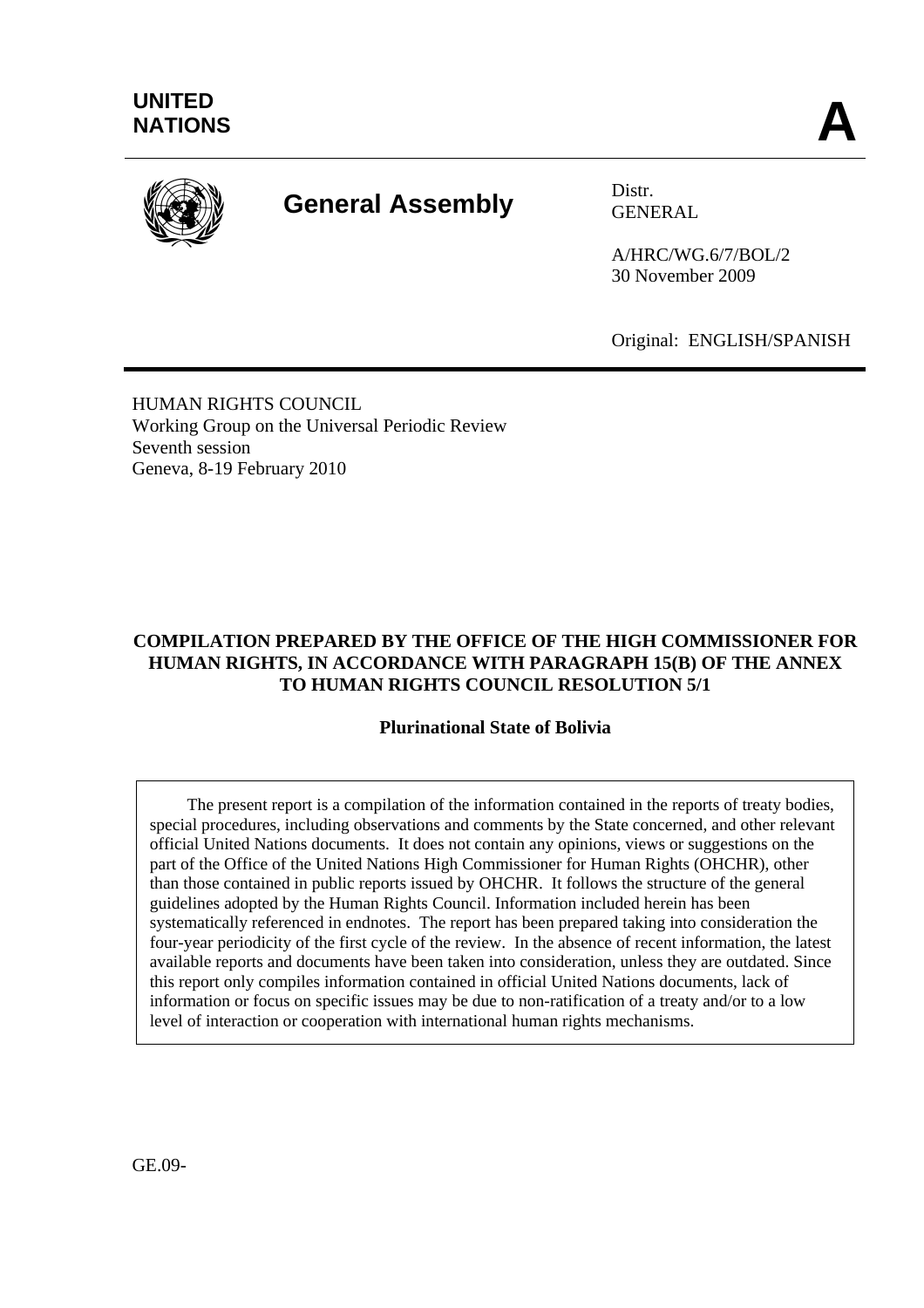UNITED NATIONS

**A**

# General Assembly

Distr.
GENERAL

A/HRC/WG.6/7/BOL/2
30 November 2009

Original: ENGLISH/SPANISH

HUMAN RIGHTS COUNCIL
Working Group on the Universal Periodic Review
Seventh session
Geneva, 8-19 February 2010

**COMPILATION PREPARED BY THE OFFICE OF THE HIGH COMMISSIONER FOR HUMAN RIGHTS, IN ACCORDANCE WITH PARAGRAPH 15(B) OF THE ANNEX TO HUMAN RIGHTS COUNCIL RESOLUTION 5/1**

**Plurinational State of Bolivia**

The present report is a compilation of the information contained in the reports of treaty bodies, special procedures, including observations and comments by the State concerned, and other relevant official United Nations documents. It does not contain any opinions, views or suggestions on the part of the Office of the United Nations High Commissioner for Human Rights (OHCHR), other than those contained in public reports issued by OHCHR. It follows the structure of the general guidelines adopted by the Human Rights Council. Information included herein has been systematically referenced in endnotes. The report has been prepared taking into consideration the four-year periodicity of the first cycle of the review. In the absence of recent information, the latest available reports and documents have been taken into consideration, unless they are outdated. Since this report only compiles information contained in official United Nations documents, lack of information or focus on specific issues may be due to non-ratification of a treaty and/or to a low level of interaction or cooperation with international human rights mechanisms.

GE.09-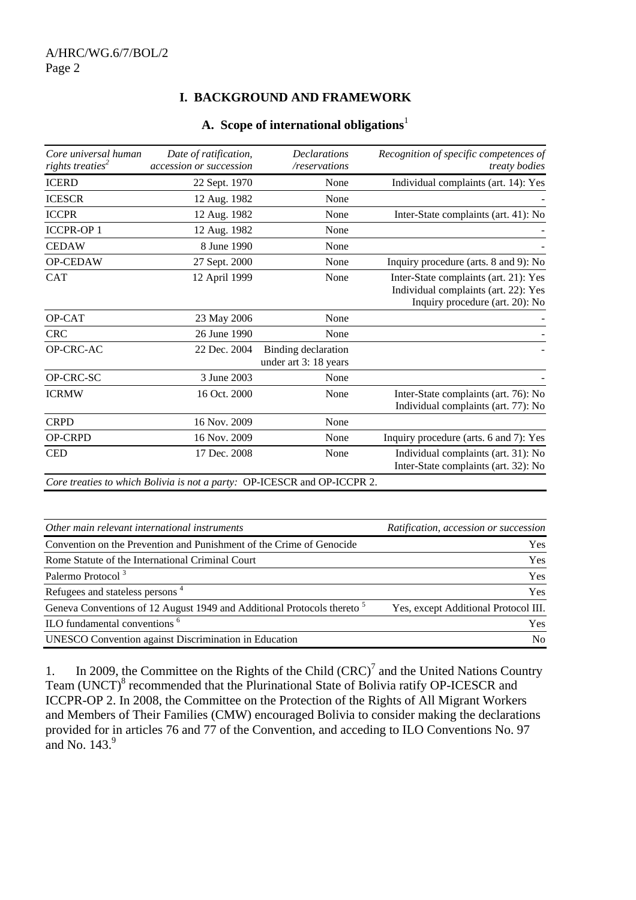# I. BACKGROUND AND FRAMEWORK

## A. Scope of international obligations[1]

| *Core universal human rights treaties[2]* | *Date of ratification, accession or succession* | *Declarations /reservations* | *Recognition of specific competences of treaty bodies* |
|---|---|---|---|
| ICERD | 22 Sept. 1970 | None | Individual complaints (art. 14): Yes |
| ICESCR | 12 Aug. 1982 | None | - |
| ICCPR | 12 Aug. 1982 | None | Inter-State complaints (art. 41): No |
| ICCPR-OP 1 | 12 Aug. 1982 | None | - |
| CEDAW | 8 June 1990 | None | - |
| OP-CEDAW | 27 Sept. 2000 | None | Inquiry procedure (arts. 8 and 9): No |
| CAT | 12 April 1999 | None | Inter-State complaints (art. 21): Yes<br>Individual complaints (art. 22): Yes<br>Inquiry procedure (art. 20): No |
| OP-CAT | 23 May 2006 | None | - |
| CRC | 26 June 1990 | None | - |
| OP-CRC-AC | 22 Dec. 2004 | Binding declaration under art 3: 18 years | - |
| OP-CRC-SC | 3 June 2003 | None | - |
| ICRMW | 16 Oct. 2000 | None | Inter-State complaints (art. 76): No<br>Individual complaints (art. 77): No |
| CRPD | 16 Nov. 2009 | None | |
| OP-CRPD | 16 Nov. 2009 | None | Inquiry procedure (arts. 6 and 7): Yes |
| CED | 17 Dec. 2008 | None | Individual complaints (art. 31): No<br>Inter-State complaints (art. 32): No |

*Core treaties to which Bolivia is not a party:* OP-ICESCR and OP-ICCPR 2.

| *Other main relevant international instruments* | *Ratification, accession or succession* |
|---|---|
| Convention on the Prevention and Punishment of the Crime of Genocide | Yes |
| Rome Statute of the International Criminal Court | Yes |
| Palermo Protocol [3] | Yes |
| Refugees and stateless persons [4] | Yes |
| Geneva Conventions of 12 August 1949 and Additional Protocols thereto [5] | Yes, except Additional Protocol III. |
| ILO fundamental conventions [6] | Yes |
| UNESCO Convention against Discrimination in Education | No |

1. In 2009, the Committee on the Rights of the Child (CRC)[7] and the United Nations Country Team (UNCT)[8] recommended that the Plurinational State of Bolivia ratify OP-ICESCR and ICCPR-OP 2. In 2008, the Committee on the Protection of the Rights of All Migrant Workers and Members of Their Families (CMW) encouraged Bolivia to consider making the declarations provided for in articles 76 and 77 of the Convention, and acceding to ILO Conventions No. 97 and No. 143.[9]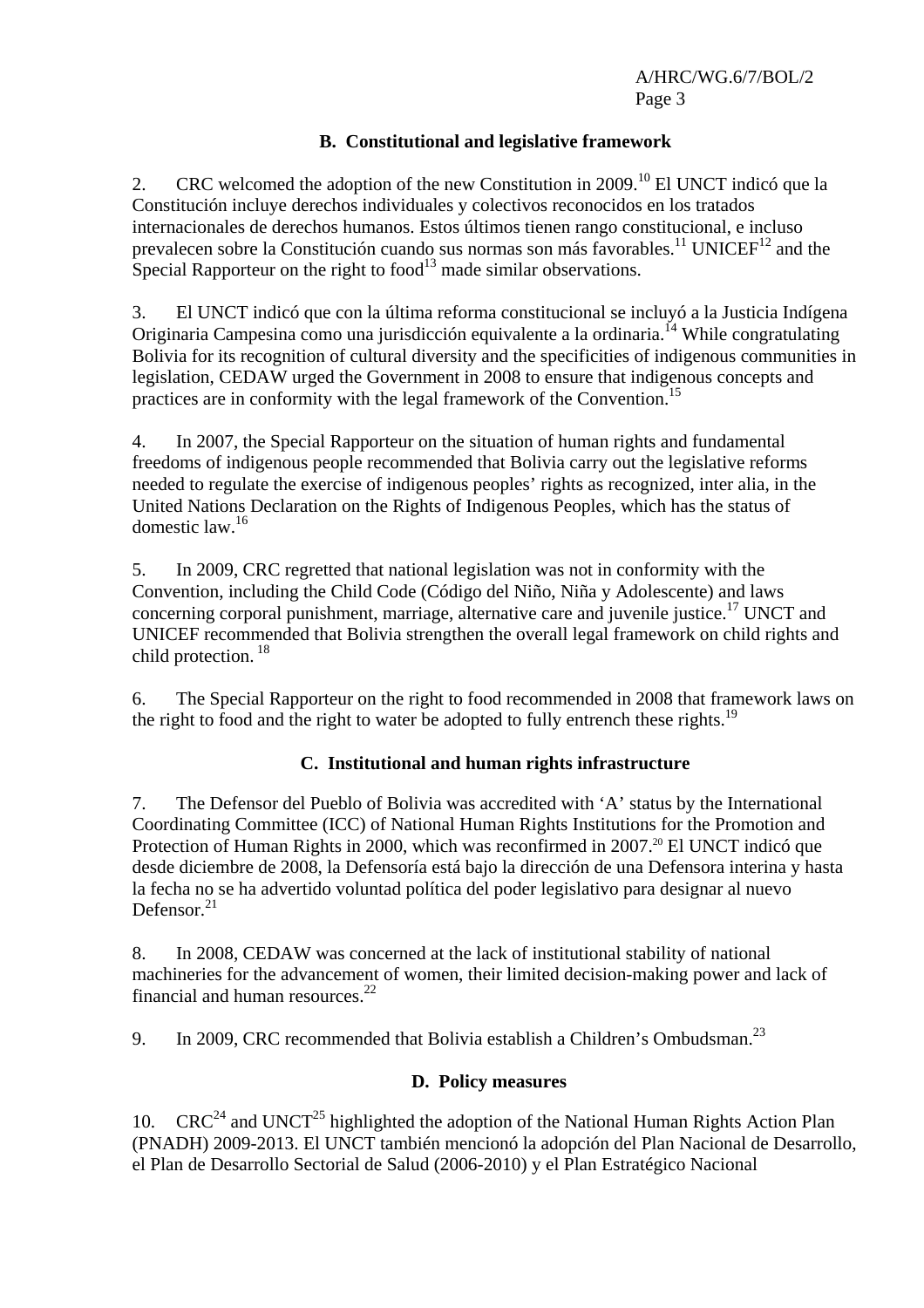## B. Constitutional and legislative framework

2. CRC welcomed the adoption of the new Constitution in 2009.[10] El UNCT indicó que la Constitución incluye derechos individuales y colectivos reconocidos en los tratados internacionales de derechos humanos. Estos últimos tienen rango constitucional, e incluso prevalecen sobre la Constitución cuando sus normas son más favorables.[11] UNICEF[12] and the Special Rapporteur on the right to food[13] made similar observations.

3. El UNCT indicó que con la última reforma constitucional se incluyó a la Justicia Indígena Originaria Campesina como una jurisdicción equivalente a la ordinaria.[14] While congratulating Bolivia for its recognition of cultural diversity and the specificities of indigenous communities in legislation, CEDAW urged the Government in 2008 to ensure that indigenous concepts and practices are in conformity with the legal framework of the Convention.[15]

4. In 2007, the Special Rapporteur on the situation of human rights and fundamental freedoms of indigenous people recommended that Bolivia carry out the legislative reforms needed to regulate the exercise of indigenous peoples' rights as recognized, inter alia, in the United Nations Declaration on the Rights of Indigenous Peoples, which has the status of domestic law.[16]

5. In 2009, CRC regretted that national legislation was not in conformity with the Convention, including the Child Code (Código del Niño, Niña y Adolescente) and laws concerning corporal punishment, marriage, alternative care and juvenile justice.[17] UNCT and UNICEF recommended that Bolivia strengthen the overall legal framework on child rights and child protection.[18]

6. The Special Rapporteur on the right to food recommended in 2008 that framework laws on the right to food and the right to water be adopted to fully entrench these rights.[19]

## C. Institutional and human rights infrastructure

7. The Defensor del Pueblo of Bolivia was accredited with 'A' status by the International Coordinating Committee (ICC) of National Human Rights Institutions for the Promotion and Protection of Human Rights in 2000, which was reconfirmed in 2007.[20] El UNCT indicó que desde diciembre de 2008, la Defensoría está bajo la dirección de una Defensora interina y hasta la fecha no se ha advertido voluntad política del poder legislativo para designar al nuevo Defensor.[21]

8. In 2008, CEDAW was concerned at the lack of institutional stability of national machineries for the advancement of women, their limited decision-making power and lack of financial and human resources.[22]

9. In 2009, CRC recommended that Bolivia establish a Children's Ombudsman.[23]

## D. Policy measures

10. CRC[24] and UNCT[25] highlighted the adoption of the National Human Rights Action Plan (PNADH) 2009-2013. El UNCT también mencionó la adopción del Plan Nacional de Desarrollo, el Plan de Desarrollo Sectorial de Salud (2006-2010) y el Plan Estratégico Nacional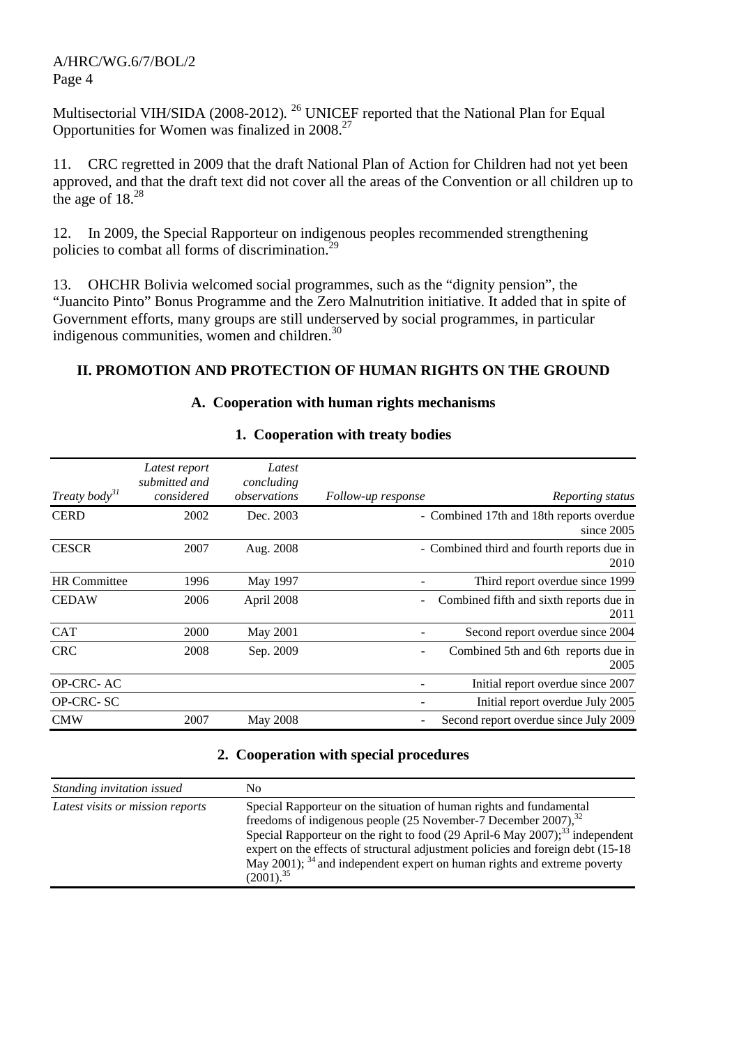Multisectorial VIH/SIDA (2008-2012). [26] UNICEF reported that the National Plan for Equal Opportunities for Women was finalized in 2008.[27]

11. CRC regretted in 2009 that the draft National Plan of Action for Children had not yet been approved, and that the draft text did not cover all the areas of the Convention or all children up to the age of 18.[28]

12. In 2009, the Special Rapporteur on indigenous peoples recommended strengthening policies to combat all forms of discrimination.[29]

13. OHCHR Bolivia welcomed social programmes, such as the "dignity pension", the "Juancito Pinto" Bonus Programme and the Zero Malnutrition initiative. It added that in spite of Government efforts, many groups are still underserved by social programmes, in particular indigenous communities, women and children.[30]

## II. PROMOTION AND PROTECTION OF HUMAN RIGHTS ON THE GROUND

### A. Cooperation with human rights mechanisms

#### 1. Cooperation with treaty bodies

| *Treaty body*[31] | *Latest report submitted and considered* | *Latest concluding observations* | *Follow-up response* | *Reporting status* |
|---|---|---|---|---|
| CERD | 2002 | Dec. 2003 | - | Combined 17th and 18th reports overdue since 2005 |
| CESCR | 2007 | Aug. 2008 | - | Combined third and fourth reports due in 2010 |
| HR Committee | 1996 | May 1997 | - | Third report overdue since 1999 |
| CEDAW | 2006 | April 2008 | - | Combined fifth and sixth reports due in 2011 |
| CAT | 2000 | May 2001 | - | Second report overdue since 2004 |
| CRC | 2008 | Sep. 2009 | - | Combined 5th and 6th reports due in 2005 |
| OP-CRC- AC | | | - | Initial report overdue since 2007 |
| OP-CRC- SC | | | - | Initial report overdue July 2005 |
| CMW | 2007 | May 2008 | - | Second report overdue since July 2009 |

#### 2. Cooperation with special procedures

| | |
|---|---|
| *Standing invitation issued* | No |
| *Latest visits or mission reports* | Special Rapporteur on the situation of human rights and fundamental freedoms of indigenous people (25 November-7 December 2007),[32] Special Rapporteur on the right to food (29 April-6 May 2007);[33] independent expert on the effects of structural adjustment policies and foreign debt (15-18 May 2001); [34] and independent expert on human rights and extreme poverty (2001).[35] |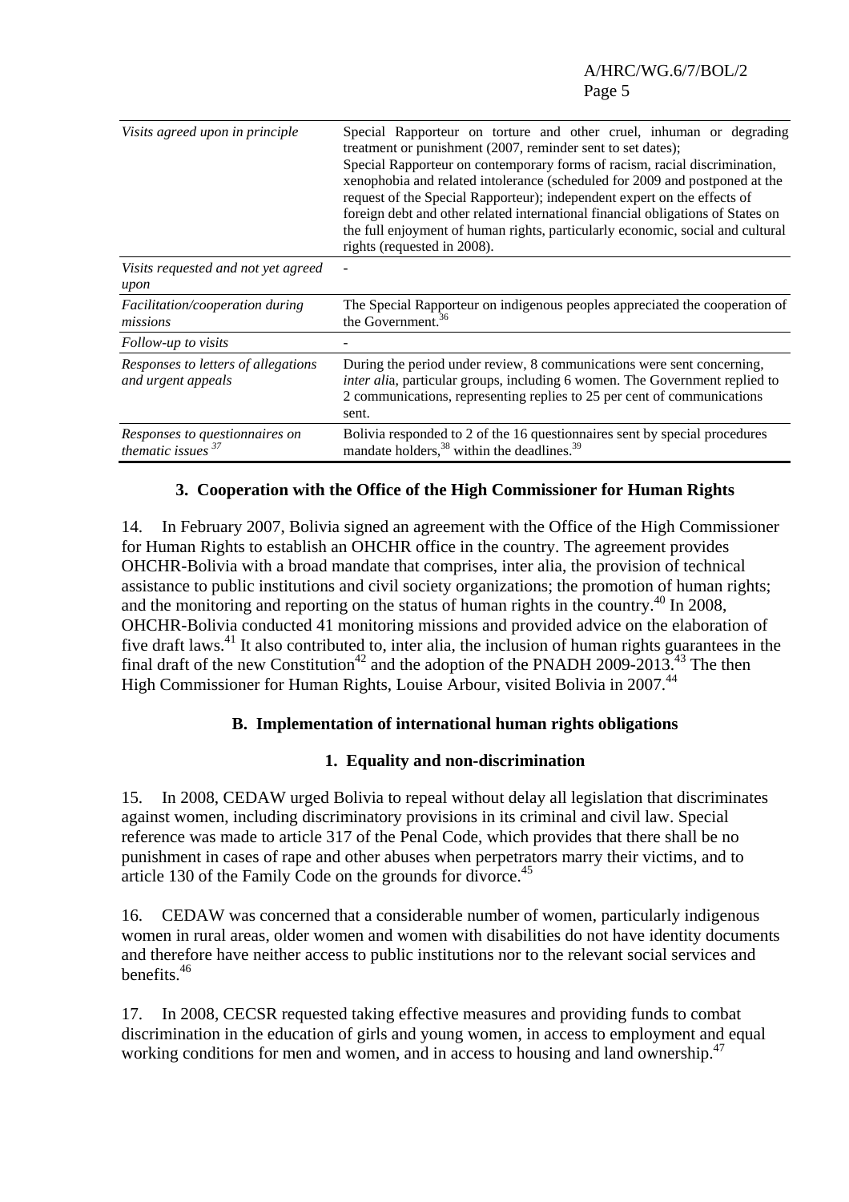| | |
|---|---|
| *Visits agreed upon in principle* | Special Rapporteur on torture and other cruel, inhuman or degrading treatment or punishment (2007, reminder sent to set dates); Special Rapporteur on contemporary forms of racism, racial discrimination, xenophobia and related intolerance (scheduled for 2009 and postponed at the request of the Special Rapporteur); independent expert on the effects of foreign debt and other related international financial obligations of States on the full enjoyment of human rights, particularly economic, social and cultural rights (requested in 2008). |
| *Visits requested and not yet agreed upon* | - |
| *Facilitation/cooperation during missions* | The Special Rapporteur on indigenous peoples appreciated the cooperation of the Government.[36] |
| *Follow-up to visits* | - |
| *Responses to letters of allegations and urgent appeals* | During the period under review, 8 communications were sent concerning, *inter alia*, particular groups, including 6 women. The Government replied to 2 communications, representing replies to 25 per cent of communications sent. |
| *Responses to questionnaires on thematic issues* [37] | Bolivia responded to 2 of the 16 questionnaires sent by special procedures mandate holders,[38] within the deadlines.[39] |

### 3. Cooperation with the Office of the High Commissioner for Human Rights

14. In February 2007, Bolivia signed an agreement with the Office of the High Commissioner for Human Rights to establish an OHCHR office in the country. The agreement provides OHCHR-Bolivia with a broad mandate that comprises, inter alia, the provision of technical assistance to public institutions and civil society organizations; the promotion of human rights; and the monitoring and reporting on the status of human rights in the country.[40] In 2008, OHCHR-Bolivia conducted 41 monitoring missions and provided advice on the elaboration of five draft laws.[41] It also contributed to, inter alia, the inclusion of human rights guarantees in the final draft of the new Constitution[42] and the adoption of the PNADH 2009-2013.[43] The then High Commissioner for Human Rights, Louise Arbour, visited Bolivia in 2007.[44]

## B. Implementation of international human rights obligations

### 1. Equality and non-discrimination

15. In 2008, CEDAW urged Bolivia to repeal without delay all legislation that discriminates against women, including discriminatory provisions in its criminal and civil law. Special reference was made to article 317 of the Penal Code, which provides that there shall be no punishment in cases of rape and other abuses when perpetrators marry their victims, and to article 130 of the Family Code on the grounds for divorce.[45]

16. CEDAW was concerned that a considerable number of women, particularly indigenous women in rural areas, older women and women with disabilities do not have identity documents and therefore have neither access to public institutions nor to the relevant social services and benefits.[46]

17. In 2008, CECSR requested taking effective measures and providing funds to combat discrimination in the education of girls and young women, in access to employment and equal working conditions for men and women, and in access to housing and land ownership.[47]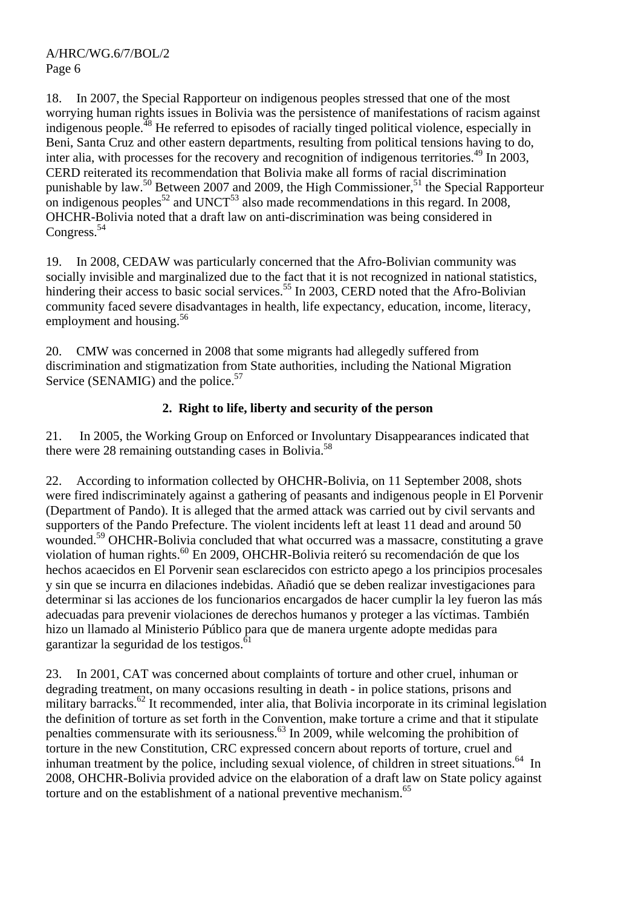18. In 2007, the Special Rapporteur on indigenous peoples stressed that one of the most worrying human rights issues in Bolivia was the persistence of manifestations of racism against indigenous people.[48] He referred to episodes of racially tinged political violence, especially in Beni, Santa Cruz and other eastern departments, resulting from political tensions having to do, inter alia, with processes for the recovery and recognition of indigenous territories.[49] In 2003, CERD reiterated its recommendation that Bolivia make all forms of racial discrimination punishable by law.[50] Between 2007 and 2009, the High Commissioner,[51] the Special Rapporteur on indigenous peoples[52] and UNCT[53] also made recommendations in this regard. In 2008, OHCHR-Bolivia noted that a draft law on anti-discrimination was being considered in Congress.[54]

19. In 2008, CEDAW was particularly concerned that the Afro-Bolivian community was socially invisible and marginalized due to the fact that it is not recognized in national statistics, hindering their access to basic social services.[55] In 2003, CERD noted that the Afro-Bolivian community faced severe disadvantages in health, life expectancy, education, income, literacy, employment and housing.[56]

20. CMW was concerned in 2008 that some migrants had allegedly suffered from discrimination and stigmatization from State authorities, including the National Migration Service (SENAMIG) and the police.[57]

### 2. Right to life, liberty and security of the person

21. In 2005, the Working Group on Enforced or Involuntary Disappearances indicated that there were 28 remaining outstanding cases in Bolivia.[58]

22. According to information collected by OHCHR-Bolivia, on 11 September 2008, shots were fired indiscriminately against a gathering of peasants and indigenous people in El Porvenir (Department of Pando). It is alleged that the armed attack was carried out by civil servants and supporters of the Pando Prefecture. The violent incidents left at least 11 dead and around 50 wounded.[59] OHCHR-Bolivia concluded that what occurred was a massacre, constituting a grave violation of human rights.[60] En 2009, OHCHR-Bolivia reiteró su recomendación de que los hechos acaecidos en El Porvenir sean esclarecidos con estricto apego a los principios procesales y sin que se incurra en dilaciones indebidas. Añadió que se deben realizar investigaciones para determinar si las acciones de los funcionarios encargados de hacer cumplir la ley fueron las más adecuadas para prevenir violaciones de derechos humanos y proteger a las víctimas. También hizo un llamado al Ministerio Público para que de manera urgente adopte medidas para garantizar la seguridad de los testigos.[61]

23. In 2001, CAT was concerned about complaints of torture and other cruel, inhuman or degrading treatment, on many occasions resulting in death - in police stations, prisons and military barracks.[62] It recommended, inter alia, that Bolivia incorporate in its criminal legislation the definition of torture as set forth in the Convention, make torture a crime and that it stipulate penalties commensurate with its seriousness.[63] In 2009, while welcoming the prohibition of torture in the new Constitution, CRC expressed concern about reports of torture, cruel and inhuman treatment by the police, including sexual violence, of children in street situations.[64] In 2008, OHCHR-Bolivia provided advice on the elaboration of a draft law on State policy against torture and on the establishment of a national preventive mechanism.[65]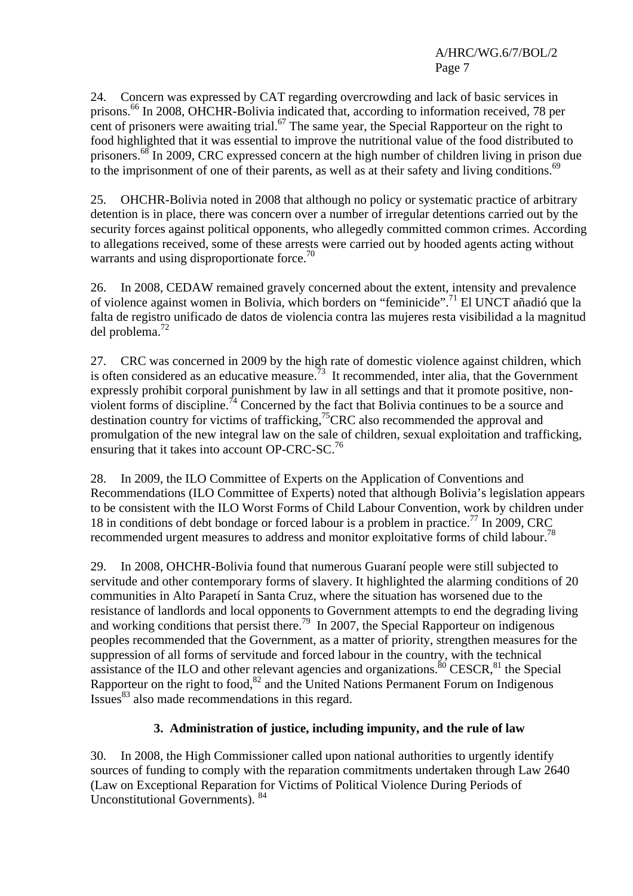24. Concern was expressed by CAT regarding overcrowding and lack of basic services in prisons.[66] In 2008, OHCHR-Bolivia indicated that, according to information received, 78 per cent of prisoners were awaiting trial.[67] The same year, the Special Rapporteur on the right to food highlighted that it was essential to improve the nutritional value of the food distributed to prisoners.[68] In 2009, CRC expressed concern at the high number of children living in prison due to the imprisonment of one of their parents, as well as at their safety and living conditions.[69]

25. OHCHR-Bolivia noted in 2008 that although no policy or systematic practice of arbitrary detention is in place, there was concern over a number of irregular detentions carried out by the security forces against political opponents, who allegedly committed common crimes. According to allegations received, some of these arrests were carried out by hooded agents acting without warrants and using disproportionate force.[70]

26. In 2008, CEDAW remained gravely concerned about the extent, intensity and prevalence of violence against women in Bolivia, which borders on "feminicide".[71] El UNCT añadió que la falta de registro unificado de datos de violencia contra las mujeres resta visibilidad a la magnitud del problema.[72]

27. CRC was concerned in 2009 by the high rate of domestic violence against children, which is often considered as an educative measure.[73] It recommended, inter alia, that the Government expressly prohibit corporal punishment by law in all settings and that it promote positive, non-violent forms of discipline.[74] Concerned by the fact that Bolivia continues to be a source and destination country for victims of trafficking,[75] CRC also recommended the approval and promulgation of the new integral law on the sale of children, sexual exploitation and trafficking, ensuring that it takes into account OP-CRC-SC.[76]

28. In 2009, the ILO Committee of Experts on the Application of Conventions and Recommendations (ILO Committee of Experts) noted that although Bolivia's legislation appears to be consistent with the ILO Worst Forms of Child Labour Convention, work by children under 18 in conditions of debt bondage or forced labour is a problem in practice.[77] In 2009, CRC recommended urgent measures to address and monitor exploitative forms of child labour.[78]

29. In 2008, OHCHR-Bolivia found that numerous Guaraní people were still subjected to servitude and other contemporary forms of slavery. It highlighted the alarming conditions of 20 communities in Alto Parapetí in Santa Cruz, where the situation has worsened due to the resistance of landlords and local opponents to Government attempts to end the degrading living and working conditions that persist there.[79] In 2007, the Special Rapporteur on indigenous peoples recommended that the Government, as a matter of priority, strengthen measures for the suppression of all forms of servitude and forced labour in the country, with the technical assistance of the ILO and other relevant agencies and organizations.[80] CESCR,[81] the Special Rapporteur on the right to food,[82] and the United Nations Permanent Forum on Indigenous Issues[83] also made recommendations in this regard.

### 3. Administration of justice, including impunity, and the rule of law

30. In 2008, the High Commissioner called upon national authorities to urgently identify sources of funding to comply with the reparation commitments undertaken through Law 2640 (Law on Exceptional Reparation for Victims of Political Violence During Periods of Unconstitutional Governments).[84]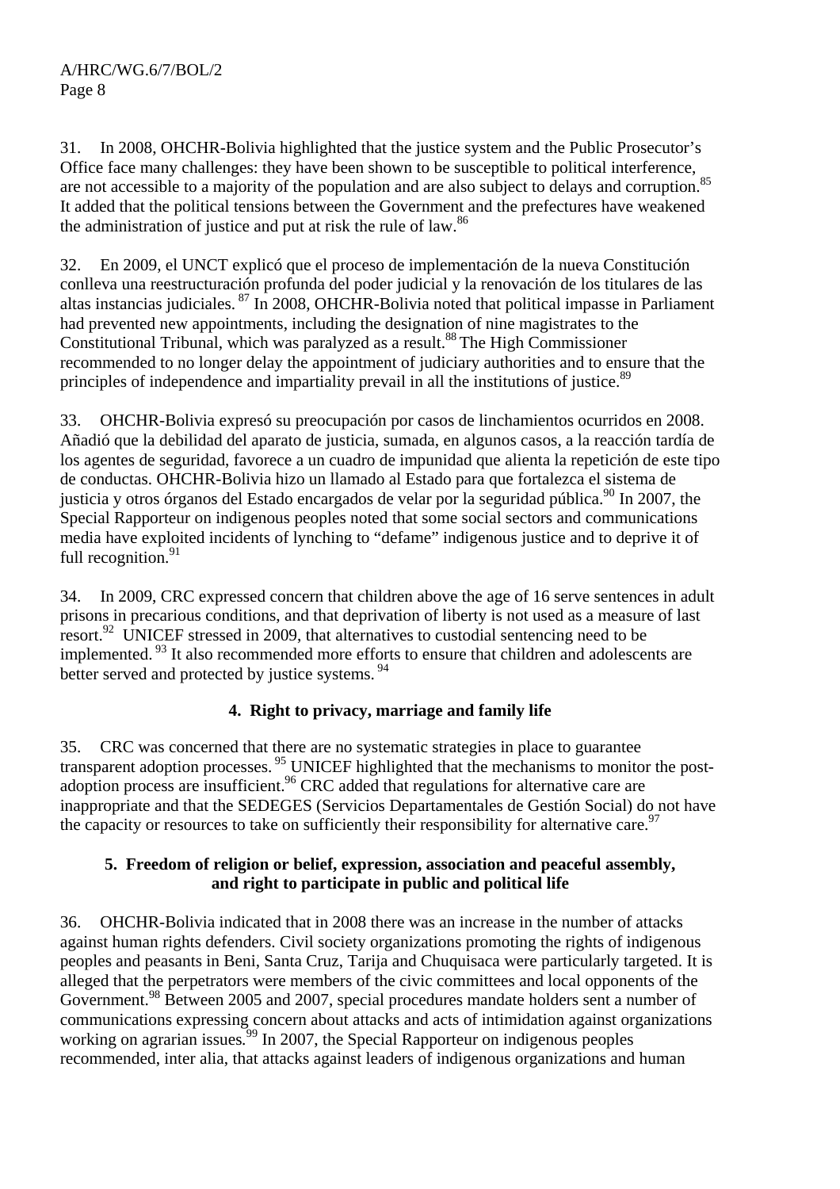31. In 2008, OHCHR-Bolivia highlighted that the justice system and the Public Prosecutor's Office face many challenges: they have been shown to be susceptible to political interference, are not accessible to a majority of the population and are also subject to delays and corruption.[85] It added that the political tensions between the Government and the prefectures have weakened the administration of justice and put at risk the rule of law.[86]

32. En 2009, el UNCT explicó que el proceso de implementación de la nueva Constitución conlleva una reestructuración profunda del poder judicial y la renovación de los titulares de las altas instancias judiciales.[87] In 2008, OHCHR-Bolivia noted that political impasse in Parliament had prevented new appointments, including the designation of nine magistrates to the Constitutional Tribunal, which was paralyzed as a result.[88] The High Commissioner recommended to no longer delay the appointment of judiciary authorities and to ensure that the principles of independence and impartiality prevail in all the institutions of justice.[89]

33. OHCHR-Bolivia expresó su preocupación por casos de linchamientos ocurridos en 2008. Añadió que la debilidad del aparato de justicia, sumada, en algunos casos, a la reacción tardía de los agentes de seguridad, favorece a un cuadro de impunidad que alienta la repetición de este tipo de conductas. OHCHR-Bolivia hizo un llamado al Estado para que fortalezca el sistema de justicia y otros órganos del Estado encargados de velar por la seguridad pública.[90] In 2007, the Special Rapporteur on indigenous peoples noted that some social sectors and communications media have exploited incidents of lynching to "defame" indigenous justice and to deprive it of full recognition.[91]

34. In 2009, CRC expressed concern that children above the age of 16 serve sentences in adult prisons in precarious conditions, and that deprivation of liberty is not used as a measure of last resort.[92] UNICEF stressed in 2009, that alternatives to custodial sentencing need to be implemented.[93] It also recommended more efforts to ensure that children and adolescents are better served and protected by justice systems.[94]

### 4. Right to privacy, marriage and family life

35. CRC was concerned that there are no systematic strategies in place to guarantee transparent adoption processes.[95] UNICEF highlighted that the mechanisms to monitor the post-adoption process are insufficient.[96] CRC added that regulations for alternative care are inappropriate and that the SEDEGES (Servicios Departamentales de Gestión Social) do not have the capacity or resources to take on sufficiently their responsibility for alternative care.[97]

### 5. Freedom of religion or belief, expression, association and peaceful assembly, and right to participate in public and political life

36. OHCHR-Bolivia indicated that in 2008 there was an increase in the number of attacks against human rights defenders. Civil society organizations promoting the rights of indigenous peoples and peasants in Beni, Santa Cruz, Tarija and Chuquisaca were particularly targeted. It is alleged that the perpetrators were members of the civic committees and local opponents of the Government.[98] Between 2005 and 2007, special procedures mandate holders sent a number of communications expressing concern about attacks and acts of intimidation against organizations working on agrarian issues.[99] In 2007, the Special Rapporteur on indigenous peoples recommended, inter alia, that attacks against leaders of indigenous organizations and human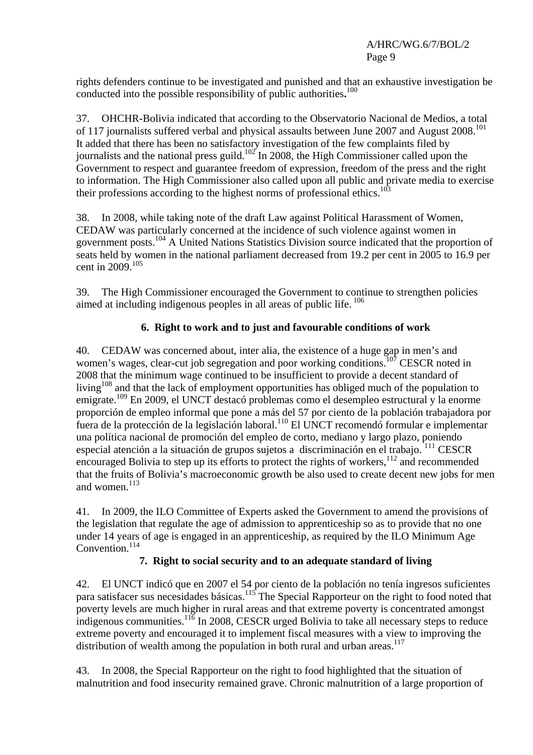rights defenders continue to be investigated and punished and that an exhaustive investigation be conducted into the possible responsibility of public authorities**.**[100]

37. OHCHR-Bolivia indicated that according to the Observatorio Nacional de Medios, a total of 117 journalists suffered verbal and physical assaults between June 2007 and August 2008.[101] It added that there has been no satisfactory investigation of the few complaints filed by journalists and the national press guild.[102] In 2008, the High Commissioner called upon the Government to respect and guarantee freedom of expression, freedom of the press and the right to information. The High Commissioner also called upon all public and private media to exercise their professions according to the highest norms of professional ethics.[103]

38. In 2008, while taking note of the draft Law against Political Harassment of Women, CEDAW was particularly concerned at the incidence of such violence against women in government posts.[104] A United Nations Statistics Division source indicated that the proportion of seats held by women in the national parliament decreased from 19.2 per cent in 2005 to 16.9 per cent in 2009.[105]

39. The High Commissioner encouraged the Government to continue to strengthen policies aimed at including indigenous peoples in all areas of public life. [106]

### 6. Right to work and to just and favourable conditions of work

40. CEDAW was concerned about, inter alia, the existence of a huge gap in men's and women's wages, clear-cut job segregation and poor working conditions.[107] CESCR noted in 2008 that the minimum wage continued to be insufficient to provide a decent standard of living[108] and that the lack of employment opportunities has obliged much of the population to emigrate.[109] En 2009, el UNCT destacó problemas como el desempleo estructural y la enorme proporción de empleo informal que pone a más del 57 por ciento de la población trabajadora por fuera de la protección de la legislación laboral.[110] El UNCT recomendó formular e implementar una política nacional de promoción del empleo de corto, mediano y largo plazo, poniendo especial atención a la situación de grupos sujetos a discriminación en el trabajo. [111] CESCR encouraged Bolivia to step up its efforts to protect the rights of workers,[112] and recommended that the fruits of Bolivia's macroeconomic growth be also used to create decent new jobs for men and women.[113]

41. In 2009, the ILO Committee of Experts asked the Government to amend the provisions of the legislation that regulate the age of admission to apprenticeship so as to provide that no one under 14 years of age is engaged in an apprenticeship, as required by the ILO Minimum Age Convention.[114]

### 7. Right to social security and to an adequate standard of living

42. El UNCT indicó que en 2007 el 54 por ciento de la población no tenía ingresos suficientes para satisfacer sus necesidades básicas.[115] The Special Rapporteur on the right to food noted that poverty levels are much higher in rural areas and that extreme poverty is concentrated amongst indigenous communities.[116] In 2008, CESCR urged Bolivia to take all necessary steps to reduce extreme poverty and encouraged it to implement fiscal measures with a view to improving the distribution of wealth among the population in both rural and urban areas.[117]

43. In 2008, the Special Rapporteur on the right to food highlighted that the situation of malnutrition and food insecurity remained grave. Chronic malnutrition of a large proportion of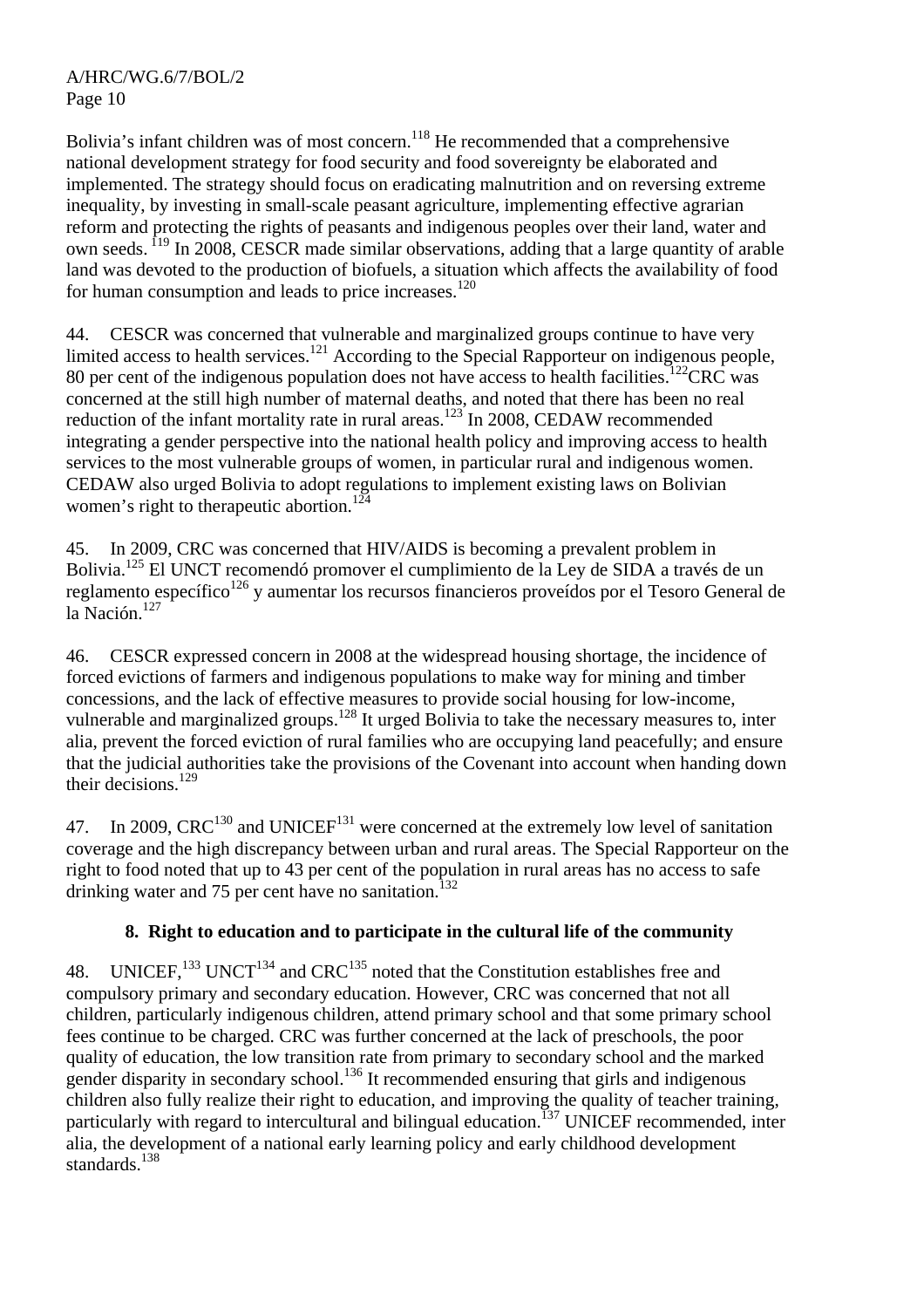Bolivia's infant children was of most concern.[118] He recommended that a comprehensive national development strategy for food security and food sovereignty be elaborated and implemented. The strategy should focus on eradicating malnutrition and on reversing extreme inequality, by investing in small-scale peasant agriculture, implementing effective agrarian reform and protecting the rights of peasants and indigenous peoples over their land, water and own seeds. [119] In 2008, CESCR made similar observations, adding that a large quantity of arable land was devoted to the production of biofuels, a situation which affects the availability of food for human consumption and leads to price increases.[120]

44. CESCR was concerned that vulnerable and marginalized groups continue to have very limited access to health services.[121] According to the Special Rapporteur on indigenous people, 80 per cent of the indigenous population does not have access to health facilities.[122]CRC was concerned at the still high number of maternal deaths, and noted that there has been no real reduction of the infant mortality rate in rural areas.[123] In 2008, CEDAW recommended integrating a gender perspective into the national health policy and improving access to health services to the most vulnerable groups of women, in particular rural and indigenous women. CEDAW also urged Bolivia to adopt regulations to implement existing laws on Bolivian women's right to therapeutic abortion.[124]

45. In 2009, CRC was concerned that HIV/AIDS is becoming a prevalent problem in Bolivia.[125] El UNCT recomendó promover el cumplimiento de la Ley de SIDA a través de un reglamento específico[126] y aumentar los recursos financieros proveídos por el Tesoro General de la Nación.[127]

46. CESCR expressed concern in 2008 at the widespread housing shortage, the incidence of forced evictions of farmers and indigenous populations to make way for mining and timber concessions, and the lack of effective measures to provide social housing for low-income, vulnerable and marginalized groups.[128] It urged Bolivia to take the necessary measures to, inter alia, prevent the forced eviction of rural families who are occupying land peacefully; and ensure that the judicial authorities take the provisions of the Covenant into account when handing down their decisions.[129]

47. In 2009, CRC[130] and UNICEF[131] were concerned at the extremely low level of sanitation coverage and the high discrepancy between urban and rural areas. The Special Rapporteur on the right to food noted that up to 43 per cent of the population in rural areas has no access to safe drinking water and 75 per cent have no sanitation.[132]

## 8. Right to education and to participate in the cultural life of the community

48. UNICEF,[133] UNCT[134] and CRC[135] noted that the Constitution establishes free and compulsory primary and secondary education. However, CRC was concerned that not all children, particularly indigenous children, attend primary school and that some primary school fees continue to be charged. CRC was further concerned at the lack of preschools, the poor quality of education, the low transition rate from primary to secondary school and the marked gender disparity in secondary school.[136] It recommended ensuring that girls and indigenous children also fully realize their right to education, and improving the quality of teacher training, particularly with regard to intercultural and bilingual education.[137] UNICEF recommended, inter alia, the development of a national early learning policy and early childhood development standards.[138]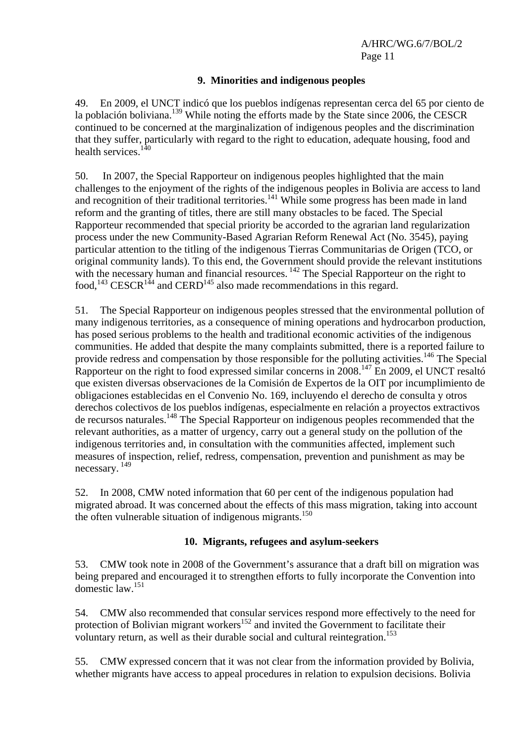### 9. Minorities and indigenous peoples

49. En 2009, el UNCT indicó que los pueblos indígenas representan cerca del 65 por ciento de la población boliviana.[139] While noting the efforts made by the State since 2006, the CESCR continued to be concerned at the marginalization of indigenous peoples and the discrimination that they suffer, particularly with regard to the right to education, adequate housing, food and health services.[140]

50. In 2007, the Special Rapporteur on indigenous peoples highlighted that the main challenges to the enjoyment of the rights of the indigenous peoples in Bolivia are access to land and recognition of their traditional territories.[141] While some progress has been made in land reform and the granting of titles, there are still many obstacles to be faced. The Special Rapporteur recommended that special priority be accorded to the agrarian land regularization process under the new Community-Based Agrarian Reform Renewal Act (No. 3545), paying particular attention to the titling of the indigenous Tierras Communitarias de Origen (TCO, or original community lands). To this end, the Government should provide the relevant institutions with the necessary human and financial resources.[142] The Special Rapporteur on the right to food,[143] CESCR[144] and CERD[145] also made recommendations in this regard.

51. The Special Rapporteur on indigenous peoples stressed that the environmental pollution of many indigenous territories, as a consequence of mining operations and hydrocarbon production, has posed serious problems to the health and traditional economic activities of the indigenous communities. He added that despite the many complaints submitted, there is a reported failure to provide redress and compensation by those responsible for the polluting activities.[146] The Special Rapporteur on the right to food expressed similar concerns in 2008.[147] En 2009, el UNCT resaltó que existen diversas observaciones de la Comisión de Expertos de la OIT por incumplimiento de obligaciones establecidas en el Convenio No. 169, incluyendo el derecho de consulta y otros derechos colectivos de los pueblos indígenas, especialmente en relación a proyectos extractivos de recursos naturales.[148] The Special Rapporteur on indigenous peoples recommended that the relevant authorities, as a matter of urgency, carry out a general study on the pollution of the indigenous territories and, in consultation with the communities affected, implement such measures of inspection, relief, redress, compensation, prevention and punishment as may be necessary.[149]

52. In 2008, CMW noted information that 60 per cent of the indigenous population had migrated abroad. It was concerned about the effects of this mass migration, taking into account the often vulnerable situation of indigenous migrants.[150]

### 10. Migrants, refugees and asylum-seekers

53. CMW took note in 2008 of the Government's assurance that a draft bill on migration was being prepared and encouraged it to strengthen efforts to fully incorporate the Convention into domestic law.[151]

54. CMW also recommended that consular services respond more effectively to the need for protection of Bolivian migrant workers[152] and invited the Government to facilitate their voluntary return, as well as their durable social and cultural reintegration.[153]

55. CMW expressed concern that it was not clear from the information provided by Bolivia, whether migrants have access to appeal procedures in relation to expulsion decisions. Bolivia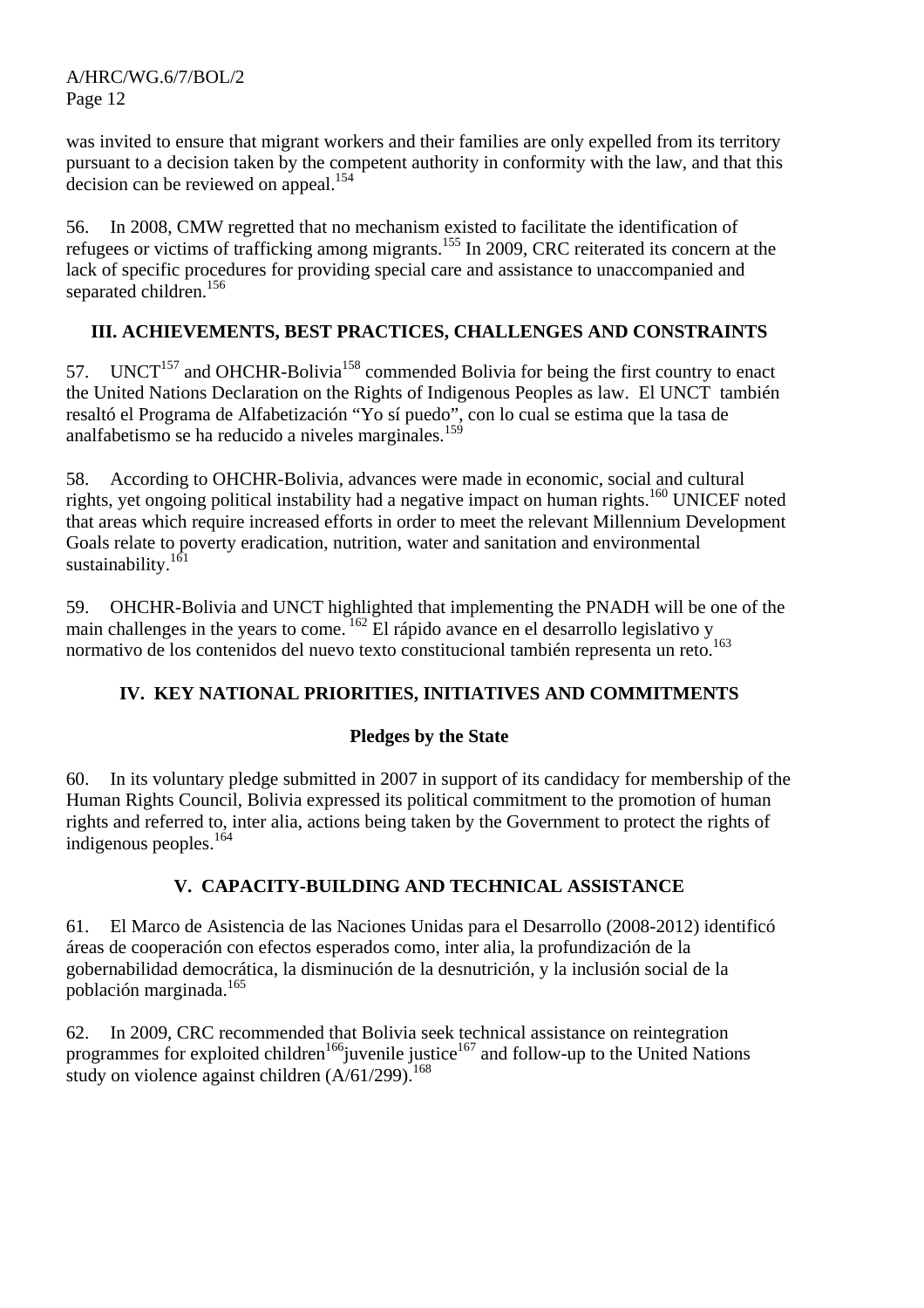was invited to ensure that migrant workers and their families are only expelled from its territory pursuant to a decision taken by the competent authority in conformity with the law, and that this decision can be reviewed on appeal.[154]

56. In 2008, CMW regretted that no mechanism existed to facilitate the identification of refugees or victims of trafficking among migrants.[155] In 2009, CRC reiterated its concern at the lack of specific procedures for providing special care and assistance to unaccompanied and separated children.[156]

## III. ACHIEVEMENTS, BEST PRACTICES, CHALLENGES AND CONSTRAINTS

57. UNCT[157] and OHCHR-Bolivia[158] commended Bolivia for being the first country to enact the United Nations Declaration on the Rights of Indigenous Peoples as law. El UNCT también resaltó el Programa de Alfabetización "Yo sí puedo", con lo cual se estima que la tasa de analfabetismo se ha reducido a niveles marginales.[159]

58. According to OHCHR-Bolivia, advances were made in economic, social and cultural rights, yet ongoing political instability had a negative impact on human rights.[160] UNICEF noted that areas which require increased efforts in order to meet the relevant Millennium Development Goals relate to poverty eradication, nutrition, water and sanitation and environmental sustainability.[161]

59. OHCHR-Bolivia and UNCT highlighted that implementing the PNADH will be one of the main challenges in the years to come.[162] El rápido avance en el desarrollo legislativo y normativo de los contenidos del nuevo texto constitucional también representa un reto.[163]

## IV. KEY NATIONAL PRIORITIES, INITIATIVES AND COMMITMENTS

### Pledges by the State

60. In its voluntary pledge submitted in 2007 in support of its candidacy for membership of the Human Rights Council, Bolivia expressed its political commitment to the promotion of human rights and referred to, inter alia, actions being taken by the Government to protect the rights of indigenous peoples.[164]

## V. CAPACITY-BUILDING AND TECHNICAL ASSISTANCE

61. El Marco de Asistencia de las Naciones Unidas para el Desarrollo (2008-2012) identificó áreas de cooperación con efectos esperados como, inter alia, la profundización de la gobernabilidad democrática, la disminución de la desnutrición, y la inclusión social de la población marginada.[165]

62. In 2009, CRC recommended that Bolivia seek technical assistance on reintegration programmes for exploited children[166];juvenile justice[167] and follow-up to the United Nations study on violence against children (A/61/299).[168]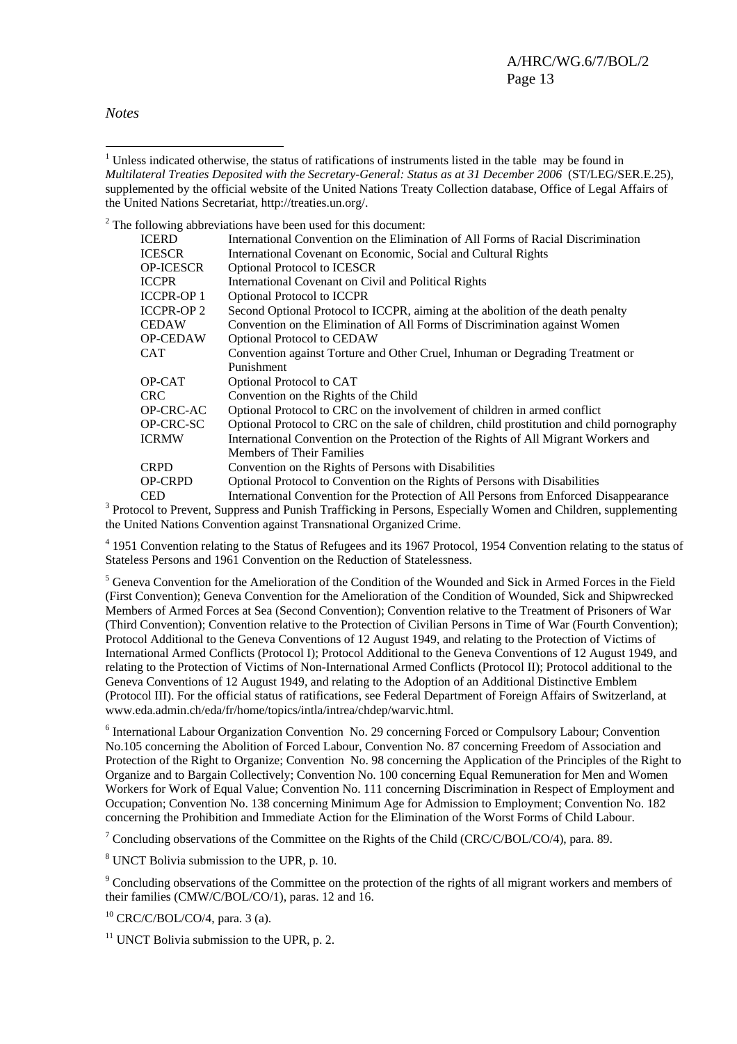*Notes*

[1] Unless indicated otherwise, the status of ratifications of instruments listed in the table may be found in *Multilateral Treaties Deposited with the Secretary-General: Status as at 31 December 2006* (ST/LEG/SER.E.25), supplemented by the official website of the United Nations Treaty Collection database, Office of Legal Affairs of the United Nations Secretariat, http://treaties.un.org/.

[2] The following abbreviations have been used for this document:

| | |
|---|---|
| ICERD | International Convention on the Elimination of All Forms of Racial Discrimination |
| ICESCR | International Covenant on Economic, Social and Cultural Rights |
| OP-ICESCR | Optional Protocol to ICESCR |
| ICCPR | International Covenant on Civil and Political Rights |
| ICCPR-OP 1 | Optional Protocol to ICCPR |
| ICCPR-OP 2 | Second Optional Protocol to ICCPR, aiming at the abolition of the death penalty |
| CEDAW | Convention on the Elimination of All Forms of Discrimination against Women |
| OP-CEDAW | Optional Protocol to CEDAW |
| CAT | Convention against Torture and Other Cruel, Inhuman or Degrading Treatment or Punishment |
| OP-CAT | Optional Protocol to CAT |
| CRC | Convention on the Rights of the Child |
| OP-CRC-AC | Optional Protocol to CRC on the involvement of children in armed conflict |
| OP-CRC-SC | Optional Protocol to CRC on the sale of children, child prostitution and child pornography |
| ICRMW | International Convention on the Protection of the Rights of All Migrant Workers and Members of Their Families |
| CRPD | Convention on the Rights of Persons with Disabilities |
| OP-CRPD | Optional Protocol to Convention on the Rights of Persons with Disabilities |
| CED | International Convention for the Protection of All Persons from Enforced Disappearance |

[3] Protocol to Prevent, Suppress and Punish Trafficking in Persons, Especially Women and Children, supplementing the United Nations Convention against Transnational Organized Crime.

[4] 1951 Convention relating to the Status of Refugees and its 1967 Protocol, 1954 Convention relating to the status of Stateless Persons and 1961 Convention on the Reduction of Statelessness.

[5] Geneva Convention for the Amelioration of the Condition of the Wounded and Sick in Armed Forces in the Field (First Convention); Geneva Convention for the Amelioration of the Condition of Wounded, Sick and Shipwrecked Members of Armed Forces at Sea (Second Convention); Convention relative to the Treatment of Prisoners of War (Third Convention); Convention relative to the Protection of Civilian Persons in Time of War (Fourth Convention); Protocol Additional to the Geneva Conventions of 12 August 1949, and relating to the Protection of Victims of International Armed Conflicts (Protocol I); Protocol Additional to the Geneva Conventions of 12 August 1949, and relating to the Protection of Victims of Non-International Armed Conflicts (Protocol II); Protocol additional to the Geneva Conventions of 12 August 1949, and relating to the Adoption of an Additional Distinctive Emblem (Protocol III). For the official status of ratifications, see Federal Department of Foreign Affairs of Switzerland, at www.eda.admin.ch/eda/fr/home/topics/intla/intrea/chdep/warvic.html.

[6] International Labour Organization Convention No. 29 concerning Forced or Compulsory Labour; Convention No.105 concerning the Abolition of Forced Labour, Convention No. 87 concerning Freedom of Association and Protection of the Right to Organize; Convention No. 98 concerning the Application of the Principles of the Right to Organize and to Bargain Collectively; Convention No. 100 concerning Equal Remuneration for Men and Women Workers for Work of Equal Value; Convention No. 111 concerning Discrimination in Respect of Employment and Occupation; Convention No. 138 concerning Minimum Age for Admission to Employment; Convention No. 182 concerning the Prohibition and Immediate Action for the Elimination of the Worst Forms of Child Labour.

[7] Concluding observations of the Committee on the Rights of the Child (CRC/C/BOL/CO/4), para. 89.

[8] UNCT Bolivia submission to the UPR, p. 10.

[9] Concluding observations of the Committee on the protection of the rights of all migrant workers and members of their families (CMW/C/BOL/CO/1), paras. 12 and 16.

[10] CRC/C/BOL/CO/4, para. 3 (a).

[11] UNCT Bolivia submission to the UPR, p. 2.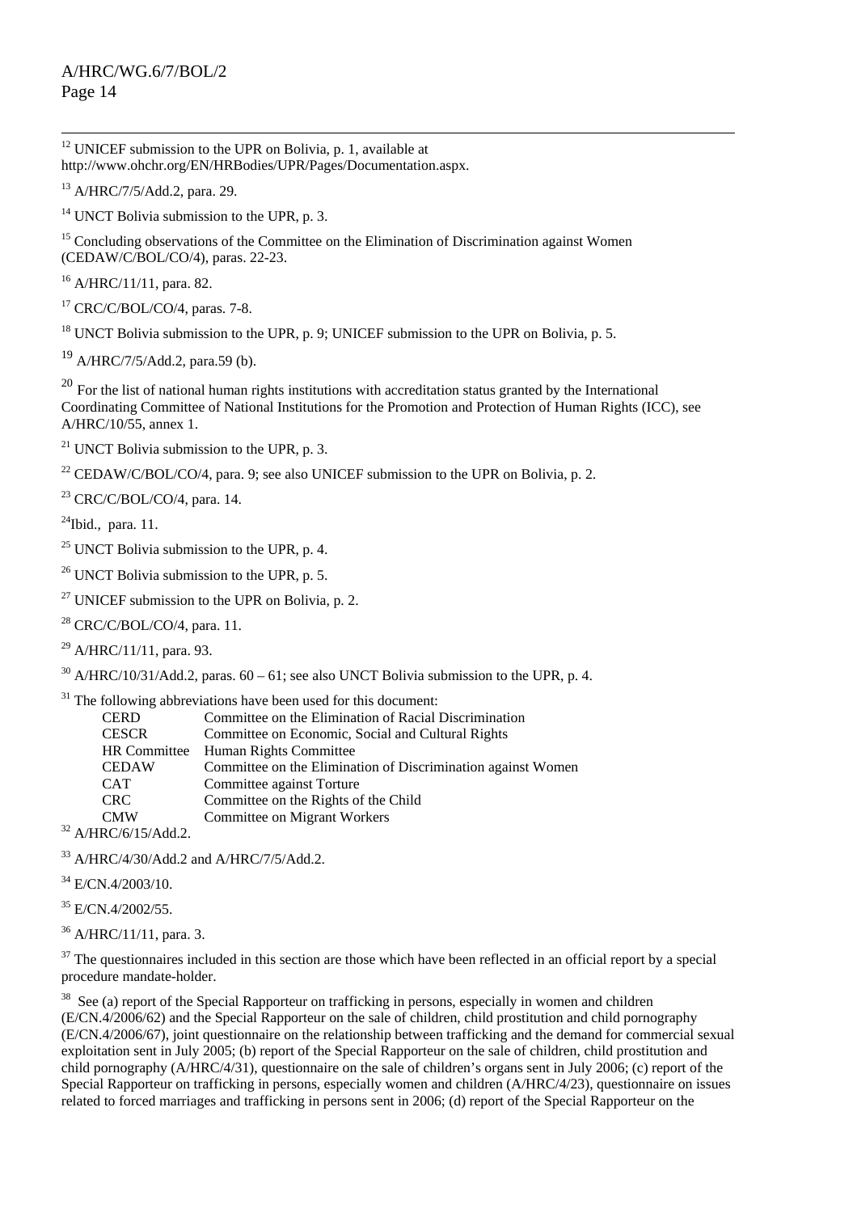[12] UNICEF submission to the UPR on Bolivia, p. 1, available at http://www.ohchr.org/EN/HRBodies/UPR/Pages/Documentation.aspx.

[13] A/HRC/7/5/Add.2, para. 29.

[14] UNCT Bolivia submission to the UPR, p. 3.

[15] Concluding observations of the Committee on the Elimination of Discrimination against Women (CEDAW/C/BOL/CO/4), paras. 22-23.

[16] A/HRC/11/11, para. 82.

[17] CRC/C/BOL/CO/4, paras. 7-8.

[18] UNCT Bolivia submission to the UPR, p. 9; UNICEF submission to the UPR on Bolivia, p. 5.

[19] A/HRC/7/5/Add.2, para.59 (b).

[20] For the list of national human rights institutions with accreditation status granted by the International Coordinating Committee of National Institutions for the Promotion and Protection of Human Rights (ICC), see A/HRC/10/55, annex 1.

[21] UNCT Bolivia submission to the UPR, p. 3.

[22] CEDAW/C/BOL/CO/4, para. 9; see also UNICEF submission to the UPR on Bolivia, p. 2.

[23] CRC/C/BOL/CO/4, para. 14.

[24] Ibid., para. 11.

[25] UNCT Bolivia submission to the UPR, p. 4.

[26] UNCT Bolivia submission to the UPR, p. 5.

[27] UNICEF submission to the UPR on Bolivia, p. 2.

[28] CRC/C/BOL/CO/4, para. 11.

[29] A/HRC/11/11, para. 93.

[30] A/HRC/10/31/Add.2, paras. 60 – 61; see also UNCT Bolivia submission to the UPR, p. 4.

[31] The following abbreviations have been used for this document:

| | |
|---|---|
| CERD | Committee on the Elimination of Racial Discrimination |
| CESCR | Committee on Economic, Social and Cultural Rights |
| HR Committee | Human Rights Committee |
| CEDAW | Committee on the Elimination of Discrimination against Women |
| CAT | Committee against Torture |
| CRC | Committee on the Rights of the Child |
| CMW | Committee on Migrant Workers |

[32] A/HRC/6/15/Add.2.

[33] A/HRC/4/30/Add.2 and A/HRC/7/5/Add.2.

[34] E/CN.4/2003/10.

[35] E/CN.4/2002/55.

[36] A/HRC/11/11, para. 3.

[37] The questionnaires included in this section are those which have been reflected in an official report by a special procedure mandate-holder.

[38] See (a) report of the Special Rapporteur on trafficking in persons, especially in women and children (E/CN.4/2006/62) and the Special Rapporteur on the sale of children, child prostitution and child pornography (E/CN.4/2006/67), joint questionnaire on the relationship between trafficking and the demand for commercial sexual exploitation sent in July 2005; (b) report of the Special Rapporteur on the sale of children, child prostitution and child pornography (A/HRC/4/31), questionnaire on the sale of children's organs sent in July 2006; (c) report of the Special Rapporteur on trafficking in persons, especially women and children (A/HRC/4/23), questionnaire on issues related to forced marriages and trafficking in persons sent in 2006; (d) report of the Special Rapporteur on the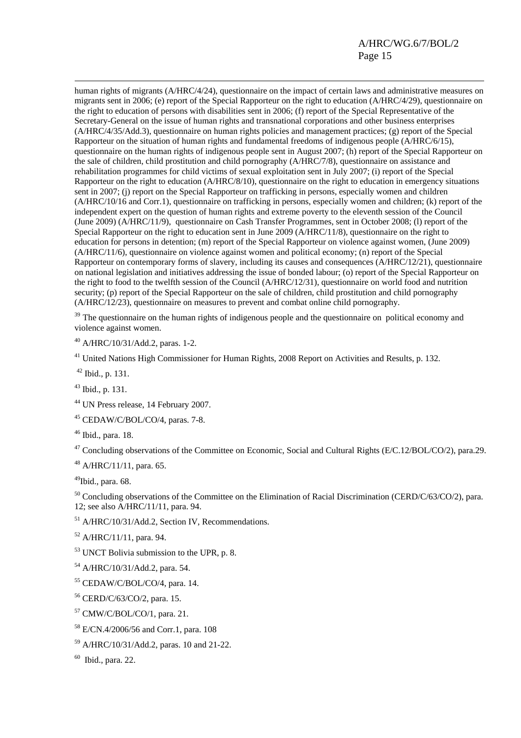human rights of migrants (A/HRC/4/24), questionnaire on the impact of certain laws and administrative measures on migrants sent in 2006; (e) report of the Special Rapporteur on the right to education (A/HRC/4/29), questionnaire on the right to education of persons with disabilities sent in 2006; (f) report of the Special Representative of the Secretary-General on the issue of human rights and transnational corporations and other business enterprises (A/HRC/4/35/Add.3), questionnaire on human rights policies and management practices; (g) report of the Special Rapporteur on the situation of human rights and fundamental freedoms of indigenous people (A/HRC/6/15), questionnaire on the human rights of indigenous people sent in August 2007; (h) report of the Special Rapporteur on the sale of children, child prostitution and child pornography (A/HRC/7/8), questionnaire on assistance and rehabilitation programmes for child victims of sexual exploitation sent in July 2007; (i) report of the Special Rapporteur on the right to education (A/HRC/8/10), questionnaire on the right to education in emergency situations sent in 2007; (j) report on the Special Rapporteur on trafficking in persons, especially women and children (A/HRC/10/16 and Corr.1), questionnaire on trafficking in persons, especially women and children; (k) report of the independent expert on the question of human rights and extreme poverty to the eleventh session of the Council (June 2009) (A/HRC/11/9), questionnaire on Cash Transfer Programmes, sent in October 2008; (l) report of the Special Rapporteur on the right to education sent in June 2009 (A/HRC/11/8), questionnaire on the right to education for persons in detention; (m) report of the Special Rapporteur on violence against women, (June 2009) (A/HRC/11/6), questionnaire on violence against women and political economy; (n) report of the Special Rapporteur on contemporary forms of slavery, including its causes and consequences (A/HRC/12/21), questionnaire on national legislation and initiatives addressing the issue of bonded labour; (o) report of the Special Rapporteur on the right to food to the twelfth session of the Council (A/HRC/12/31), questionnaire on world food and nutrition security; (p) report of the Special Rapporteur on the sale of children, child prostitution and child pornography (A/HRC/12/23), questionnaire on measures to prevent and combat online child pornography.

[39] The questionnaire on the human rights of indigenous people and the questionnaire on political economy and violence against women.

[40] A/HRC/10/31/Add.2, paras. 1-2.

[41] United Nations High Commissioner for Human Rights, 2008 Report on Activities and Results, p. 132.

[42] Ibid., p. 131.

[43] Ibid., p. 131.

[44] UN Press release, 14 February 2007.

[45] CEDAW/C/BOL/CO/4, paras. 7-8.

[46] Ibid., para. 18.

[47] Concluding observations of the Committee on Economic, Social and Cultural Rights (E/C.12/BOL/CO/2), para.29.

[48] A/HRC/11/11, para. 65.

[49] Ibid., para. 68.

[50] Concluding observations of the Committee on the Elimination of Racial Discrimination (CERD/C/63/CO/2), para. 12; see also A/HRC/11/11, para. 94.

[51] A/HRC/10/31/Add.2, Section IV, Recommendations.

[52] A/HRC/11/11, para. 94.

[53] UNCT Bolivia submission to the UPR, p. 8.

[54] A/HRC/10/31/Add.2, para. 54.

[55] CEDAW/C/BOL/CO/4, para. 14.

[56] CERD/C/63/CO/2, para. 15.

[57] CMW/C/BOL/CO/1, para. 21.

[58] E/CN.4/2006/56 and Corr.1, para. 108

[59] A/HRC/10/31/Add.2, paras. 10 and 21-22.

[60] Ibid., para. 22.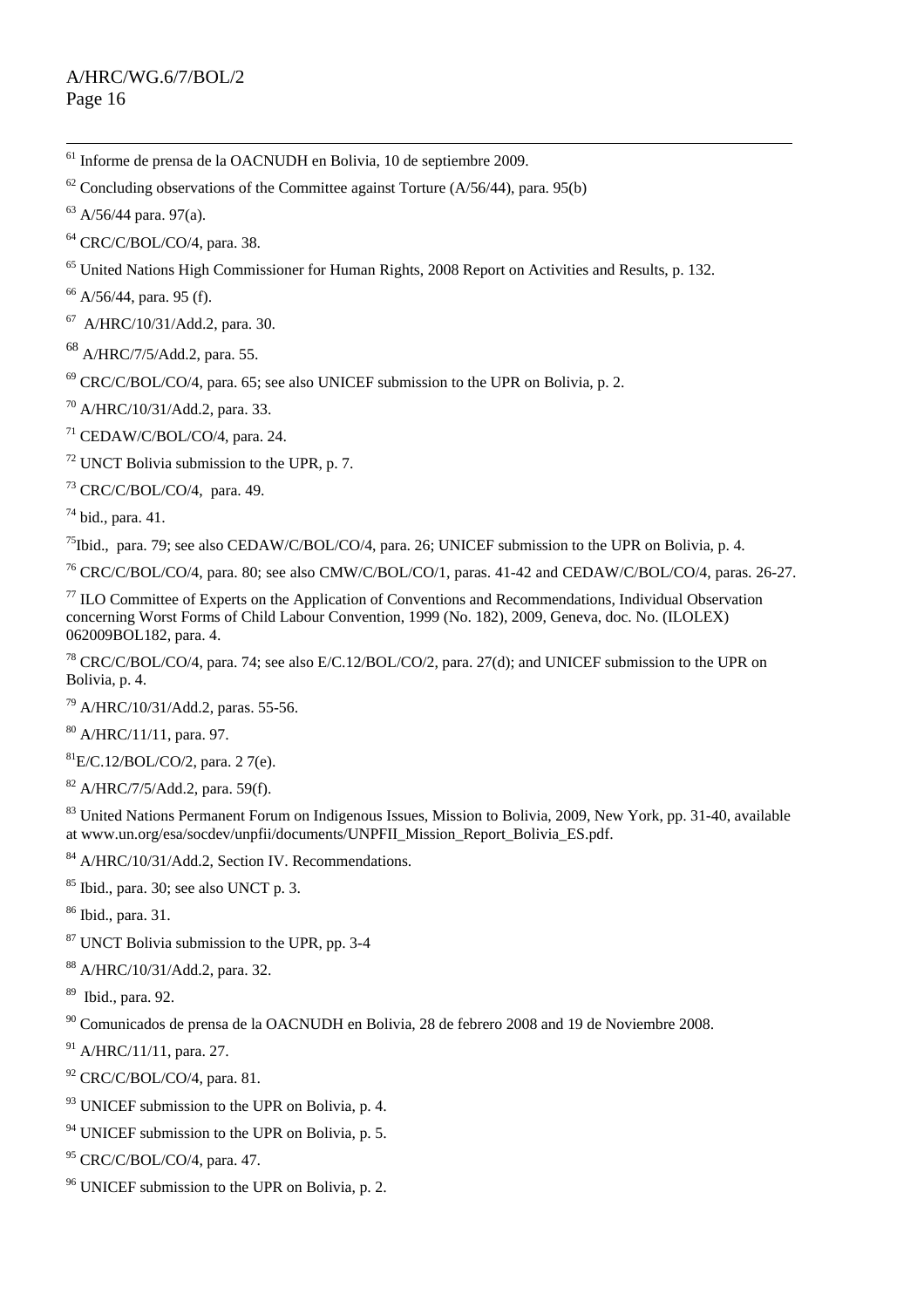[61] Informe de prensa de la OACNUDH en Bolivia, 10 de septiembre 2009.

[62] Concluding observations of the Committee against Torture (A/56/44), para. 95(b)

[63] A/56/44 para. 97(a).

[64] CRC/C/BOL/CO/4, para. 38.

[65] United Nations High Commissioner for Human Rights, 2008 Report on Activities and Results, p. 132.

[66] A/56/44, para. 95 (f).

[67] A/HRC/10/31/Add.2, para. 30.

[68] A/HRC/7/5/Add.2, para. 55.

[69] CRC/C/BOL/CO/4, para. 65; see also UNICEF submission to the UPR on Bolivia, p. 2.

[70] A/HRC/10/31/Add.2, para. 33.

[71] CEDAW/C/BOL/CO/4, para. 24.

[72] UNCT Bolivia submission to the UPR, p. 7.

[73] CRC/C/BOL/CO/4, para. 49.

[74] bid., para. 41.

[75] Ibid., para. 79; see also CEDAW/C/BOL/CO/4, para. 26; UNICEF submission to the UPR on Bolivia, p. 4.

[76] CRC/C/BOL/CO/4, para. 80; see also CMW/C/BOL/CO/1, paras. 41-42 and CEDAW/C/BOL/CO/4, paras. 26-27.

[77] ILO Committee of Experts on the Application of Conventions and Recommendations, Individual Observation concerning Worst Forms of Child Labour Convention, 1999 (No. 182), 2009, Geneva, doc. No. (ILOLEX) 062009BOL182, para. 4.

[78] CRC/C/BOL/CO/4, para. 74; see also E/C.12/BOL/CO/2, para. 27(d); and UNICEF submission to the UPR on Bolivia, p. 4.

[79] A/HRC/10/31/Add.2, paras. 55-56.

[80] A/HRC/11/11, para. 97.

[81] E/C.12/BOL/CO/2, para. 2 7(e).

[82] A/HRC/7/5/Add.2, para. 59(f).

[83] United Nations Permanent Forum on Indigenous Issues, Mission to Bolivia, 2009, New York, pp. 31-40, available at www.un.org/esa/socdev/unpfii/documents/UNPFII_Mission_Report_Bolivia_ES.pdf.

[84] A/HRC/10/31/Add.2, Section IV. Recommendations.

[85] Ibid., para. 30; see also UNCT p. 3.

[86] Ibid., para. 31.

[87] UNCT Bolivia submission to the UPR, pp. 3-4

[88] A/HRC/10/31/Add.2, para. 32.

[89] Ibid., para. 92.

[90] Comunicados de prensa de la OACNUDH en Bolivia, 28 de febrero 2008 and 19 de Noviembre 2008.

[91] A/HRC/11/11, para. 27.

[92] CRC/C/BOL/CO/4, para. 81.

[93] UNICEF submission to the UPR on Bolivia, p. 4.

[94] UNICEF submission to the UPR on Bolivia, p. 5.

[95] CRC/C/BOL/CO/4, para. 47.

[96] UNICEF submission to the UPR on Bolivia, p. 2.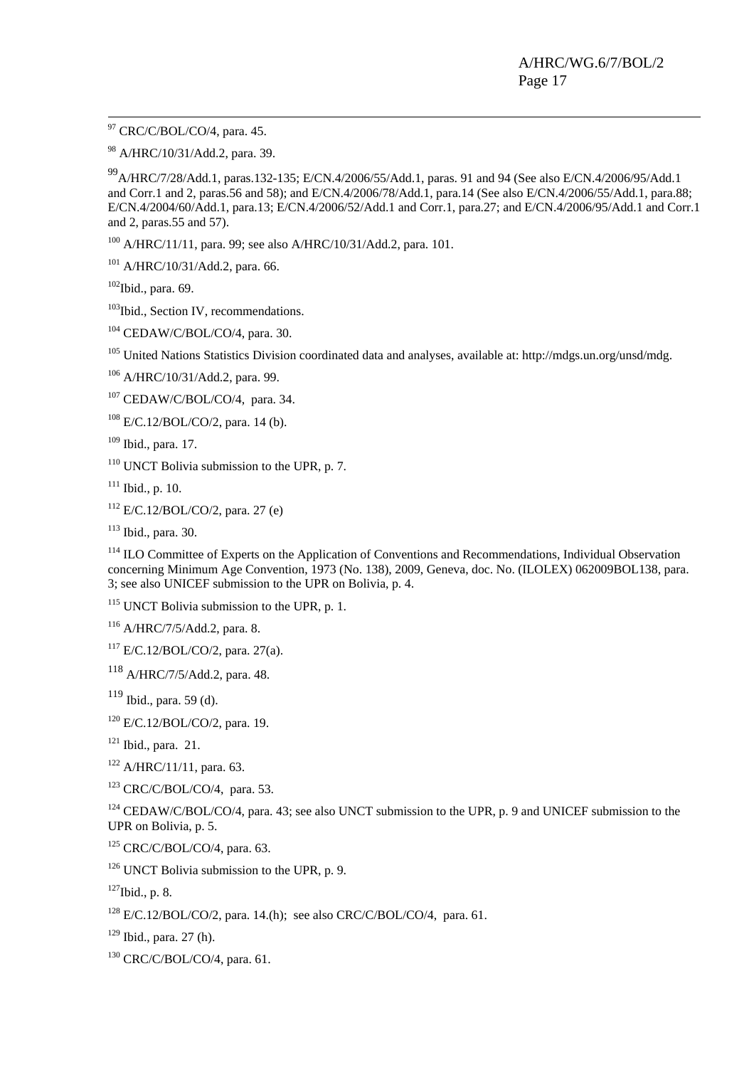[97] CRC/C/BOL/CO/4, para. 45.

[98] A/HRC/10/31/Add.2, para. 39.

[99] A/HRC/7/28/Add.1, paras.132-135; E/CN.4/2006/55/Add.1, paras. 91 and 94 (See also E/CN.4/2006/95/Add.1 and Corr.1 and 2, paras.56 and 58); and E/CN.4/2006/78/Add.1, para.14 (See also E/CN.4/2006/55/Add.1, para.88; E/CN.4/2004/60/Add.1, para.13; E/CN.4/2006/52/Add.1 and Corr.1, para.27; and E/CN.4/2006/95/Add.1 and Corr.1 and 2, paras.55 and 57).

[100] A/HRC/11/11, para. 99; see also A/HRC/10/31/Add.2, para. 101.

[101] A/HRC/10/31/Add.2, para. 66.

[102] Ibid., para. 69.

[103] Ibid., Section IV, recommendations.

[104] CEDAW/C/BOL/CO/4, para. 30.

[105] United Nations Statistics Division coordinated data and analyses, available at: http://mdgs.un.org/unsd/mdg.

[106] A/HRC/10/31/Add.2, para. 99.

[107] CEDAW/C/BOL/CO/4, para. 34.

[108] E/C.12/BOL/CO/2, para. 14 (b).

[109] Ibid., para. 17.

[110] UNCT Bolivia submission to the UPR, p. 7.

[111] Ibid., p. 10.

[112] E/C.12/BOL/CO/2, para. 27 (e)

[113] Ibid., para. 30.

[114] ILO Committee of Experts on the Application of Conventions and Recommendations, Individual Observation concerning Minimum Age Convention, 1973 (No. 138), 2009, Geneva, doc. No. (ILOLEX) 062009BOL138, para. 3; see also UNICEF submission to the UPR on Bolivia, p. 4.

[115] UNCT Bolivia submission to the UPR, p. 1.

[116] A/HRC/7/5/Add.2, para. 8.

[117] E/C.12/BOL/CO/2, para. 27(a).

[118] A/HRC/7/5/Add.2, para. 48.

[119] Ibid., para. 59 (d).

[120] E/C.12/BOL/CO/2, para. 19.

[121] Ibid., para. 21.

[122] A/HRC/11/11, para. 63.

[123] CRC/C/BOL/CO/4, para. 53.

[124] CEDAW/C/BOL/CO/4, para. 43; see also UNCT submission to the UPR, p. 9 and UNICEF submission to the UPR on Bolivia, p. 5.

[125] CRC/C/BOL/CO/4, para. 63.

[126] UNCT Bolivia submission to the UPR, p. 9.

[127] Ibid., p. 8.

[128] E/C.12/BOL/CO/2, para. 14.(h); see also CRC/C/BOL/CO/4, para. 61.

[129] Ibid., para. 27 (h).

[130] CRC/C/BOL/CO/4, para. 61.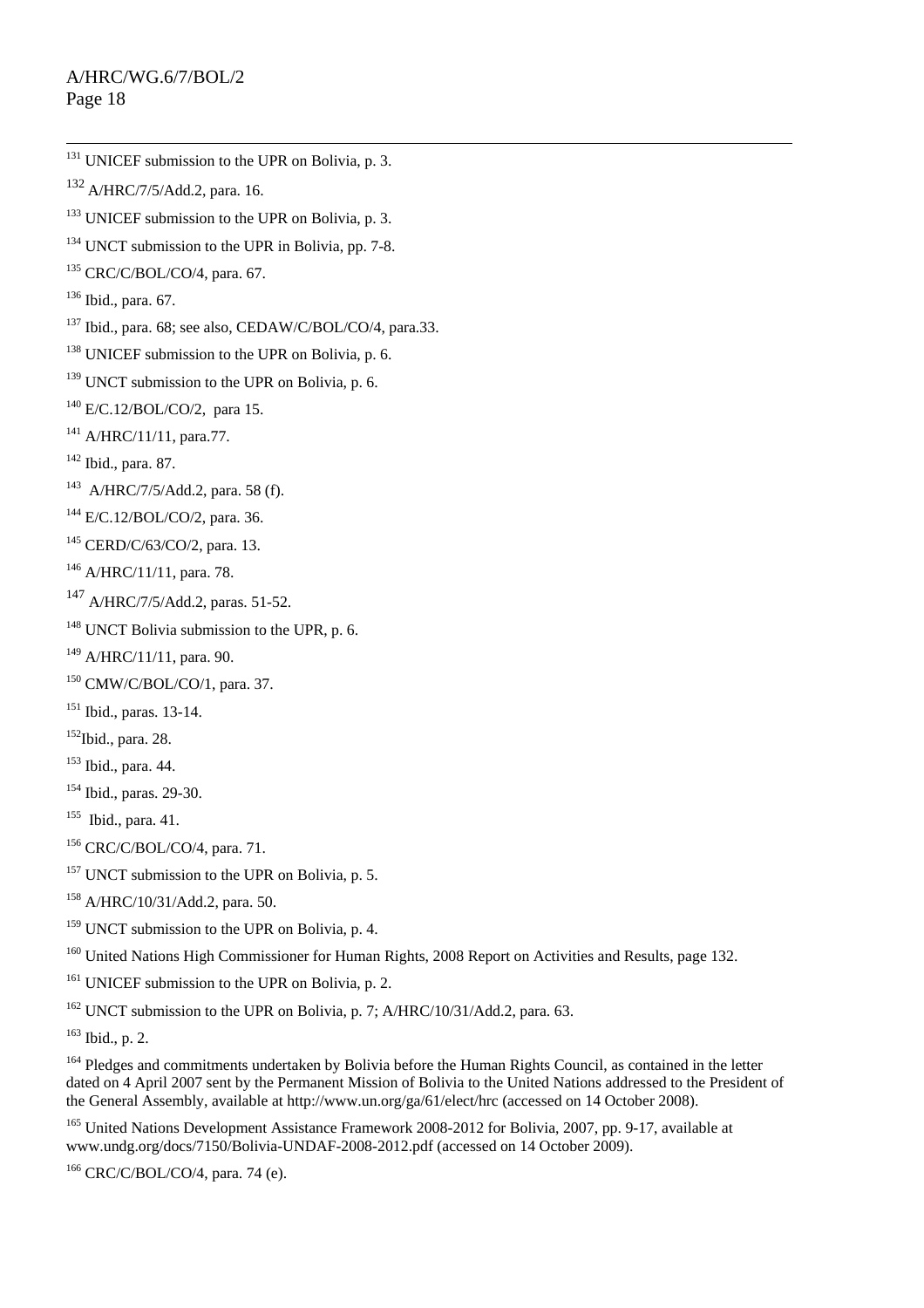[131] UNICEF submission to the UPR on Bolivia, p. 3.

[132] A/HRC/7/5/Add.2, para. 16.

[133] UNICEF submission to the UPR on Bolivia, p. 3.

[134] UNCT submission to the UPR in Bolivia, pp. 7-8.

[135] CRC/C/BOL/CO/4, para. 67.

[136] Ibid., para. 67.

[137] Ibid., para. 68; see also, CEDAW/C/BOL/CO/4, para.33.

[138] UNICEF submission to the UPR on Bolivia, p. 6.

[139] UNCT submission to the UPR on Bolivia, p. 6.

[140] E/C.12/BOL/CO/2, para 15.

[141] A/HRC/11/11, para.77.

[142] Ibid., para. 87.

[143] A/HRC/7/5/Add.2, para. 58 (f).

[144] E/C.12/BOL/CO/2, para. 36.

[145] CERD/C/63/CO/2, para. 13.

[146] A/HRC/11/11, para. 78.

[147] A/HRC/7/5/Add.2, paras. 51-52.

[148] UNCT Bolivia submission to the UPR, p. 6.

[149] A/HRC/11/11, para. 90.

[150] CMW/C/BOL/CO/1, para. 37.

[151] Ibid., paras. 13-14.

[152] Ibid., para. 28.

[153] Ibid., para. 44.

[154] Ibid., paras. 29-30.

[155] Ibid., para. 41.

[156] CRC/C/BOL/CO/4, para. 71.

[157] UNCT submission to the UPR on Bolivia, p. 5.

[158] A/HRC/10/31/Add.2, para. 50.

[159] UNCT submission to the UPR on Bolivia, p. 4.

[160] United Nations High Commissioner for Human Rights, 2008 Report on Activities and Results, page 132.

[161] UNICEF submission to the UPR on Bolivia, p. 2.

[162] UNCT submission to the UPR on Bolivia, p. 7; A/HRC/10/31/Add.2, para. 63.

[163] Ibid., p. 2.

[164] Pledges and commitments undertaken by Bolivia before the Human Rights Council, as contained in the letter dated on 4 April 2007 sent by the Permanent Mission of Bolivia to the United Nations addressed to the President of the General Assembly, available at http://www.un.org/ga/61/elect/hrc (accessed on 14 October 2008).

[165] United Nations Development Assistance Framework 2008-2012 for Bolivia, 2007, pp. 9-17, available at www.undg.org/docs/7150/Bolivia-UNDAF-2008-2012.pdf (accessed on 14 October 2009).

[166] CRC/C/BOL/CO/4, para. 74 (e).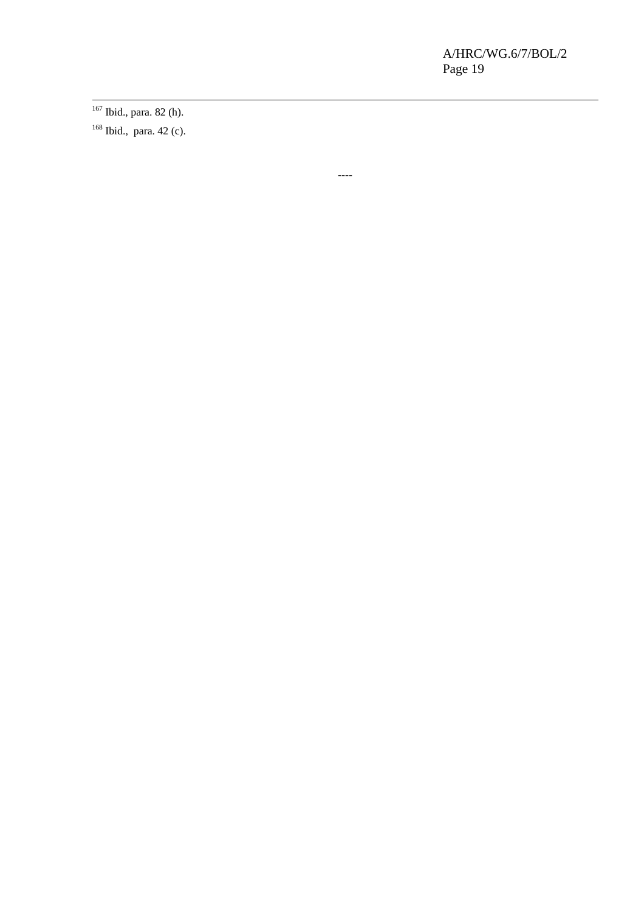[167] Ibid., para. 82 (h).

[168] Ibid., para. 42 (c).

----